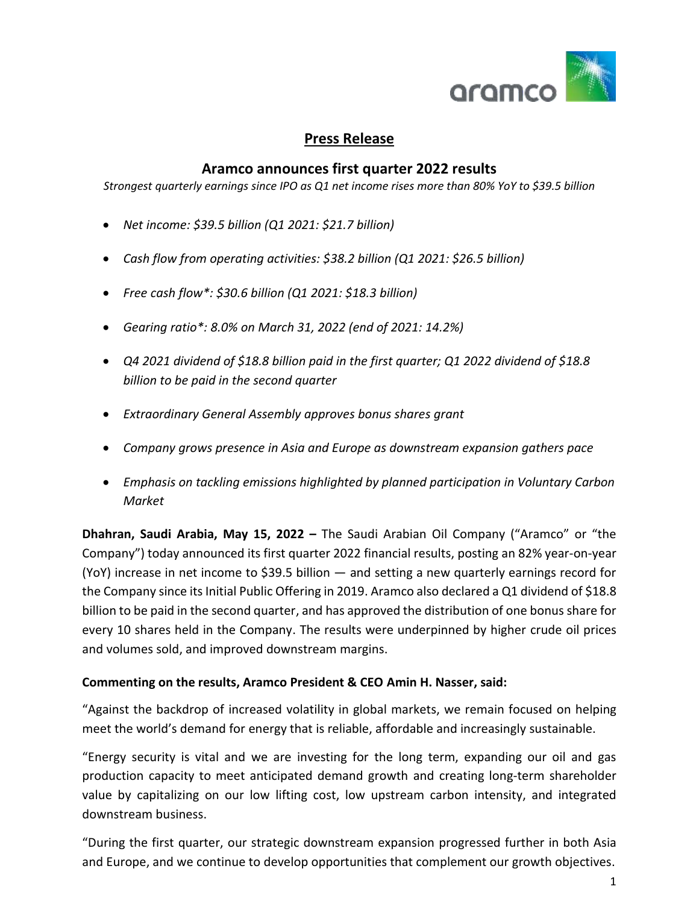# Press Release

## Aramco announces first quarter 2022 results

*Strongest quarterly earnings since IPO as Q1 net income rises more than 80% YoY to $39.5 billion*

- *Net income: $39.5 billion (Q1 2021: $21.7 billion)*
- *Cash flow from operating activities: $38.2 billion (Q1 2021: $26.5 billion)*
- *Free cash flow*: $30.6 billion (Q1 2021: $18.3 billion)*
- *Gearing ratio*: 8.0% on March 31, 2022 (end of 2021: 14.2%)*
- *Q4 2021 dividend of $18.8 billion paid in the first quarter; Q1 2022 dividend of $18.8 billion to be paid in the second quarter*
- *Extraordinary General Assembly approves bonus shares grant*
- *Company grows presence in Asia and Europe as downstream expansion gathers pace*
- *Emphasis on tackling emissions highlighted by planned participation in Voluntary Carbon Market*

**Dhahran, Saudi Arabia, May 15, 2022 –** The Saudi Arabian Oil Company ("Aramco" or "the Company") today announced its first quarter 2022 financial results, posting an 82% year-on-year (YoY) increase in net income to $39.5 billion — and setting a new quarterly earnings record for the Company since its Initial Public Offering in 2019. Aramco also declared a Q1 dividend of $18.8 billion to be paid in the second quarter, and has approved the distribution of one bonus share for every 10 shares held in the Company. The results were underpinned by higher crude oil prices and volumes sold, and improved downstream margins.

**Commenting on the results, Aramco President & CEO Amin H. Nasser, said:**

"Against the backdrop of increased volatility in global markets, we remain focused on helping meet the world's demand for energy that is reliable, affordable and increasingly sustainable.

"Energy security is vital and we are investing for the long term, expanding our oil and gas production capacity to meet anticipated demand growth and creating long-term shareholder value by capitalizing on our low lifting cost, low upstream carbon intensity, and integrated downstream business.

"During the first quarter, our strategic downstream expansion progressed further in both Asia and Europe, and we continue to develop opportunities that complement our growth objectives.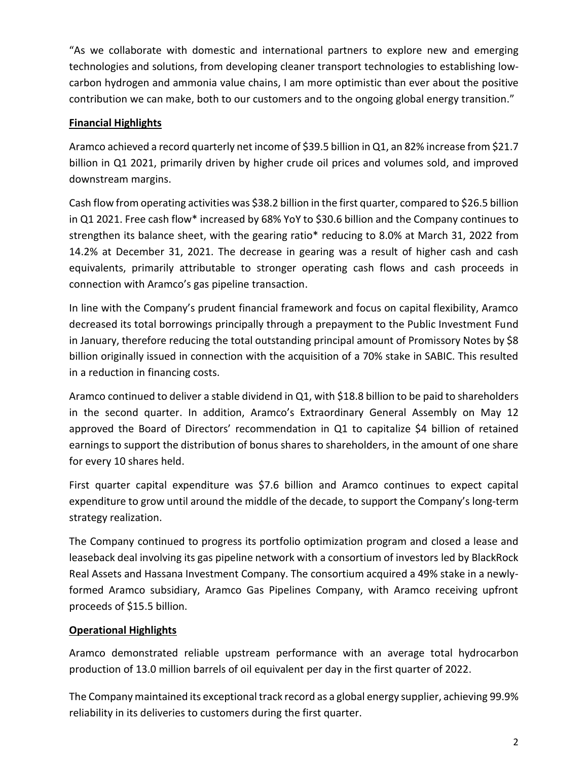"As we collaborate with domestic and international partners to explore new and emerging technologies and solutions, from developing cleaner transport technologies to establishing low-carbon hydrogen and ammonia value chains, I am more optimistic than ever about the positive contribution we can make, both to our customers and to the ongoing global energy transition."

**Financial Highlights**

Aramco achieved a record quarterly net income of $39.5 billion in Q1, an 82% increase from $21.7 billion in Q1 2021, primarily driven by higher crude oil prices and volumes sold, and improved downstream margins.

Cash flow from operating activities was $38.2 billion in the first quarter, compared to $26.5 billion in Q1 2021. Free cash flow* increased by 68% YoY to $30.6 billion and the Company continues to strengthen its balance sheet, with the gearing ratio* reducing to 8.0% at March 31, 2022 from 14.2% at December 31, 2021. The decrease in gearing was a result of higher cash and cash equivalents, primarily attributable to stronger operating cash flows and cash proceeds in connection with Aramco's gas pipeline transaction.

In line with the Company's prudent financial framework and focus on capital flexibility, Aramco decreased its total borrowings principally through a prepayment to the Public Investment Fund in January, therefore reducing the total outstanding principal amount of Promissory Notes by $8 billion originally issued in connection with the acquisition of a 70% stake in SABIC. This resulted in a reduction in financing costs.

Aramco continued to deliver a stable dividend in Q1, with $18.8 billion to be paid to shareholders in the second quarter. In addition, Aramco's Extraordinary General Assembly on May 12 approved the Board of Directors' recommendation in Q1 to capitalize $4 billion of retained earnings to support the distribution of bonus shares to shareholders, in the amount of one share for every 10 shares held.

First quarter capital expenditure was $7.6 billion and Aramco continues to expect capital expenditure to grow until around the middle of the decade, to support the Company's long-term strategy realization.

The Company continued to progress its portfolio optimization program and closed a lease and leaseback deal involving its gas pipeline network with a consortium of investors led by BlackRock Real Assets and Hassana Investment Company. The consortium acquired a 49% stake in a newly-formed Aramco subsidiary, Aramco Gas Pipelines Company, with Aramco receiving upfront proceeds of $15.5 billion.

**Operational Highlights**

Aramco demonstrated reliable upstream performance with an average total hydrocarbon production of 13.0 million barrels of oil equivalent per day in the first quarter of 2022.

The Company maintained its exceptional track record as a global energy supplier, achieving 99.9% reliability in its deliveries to customers during the first quarter.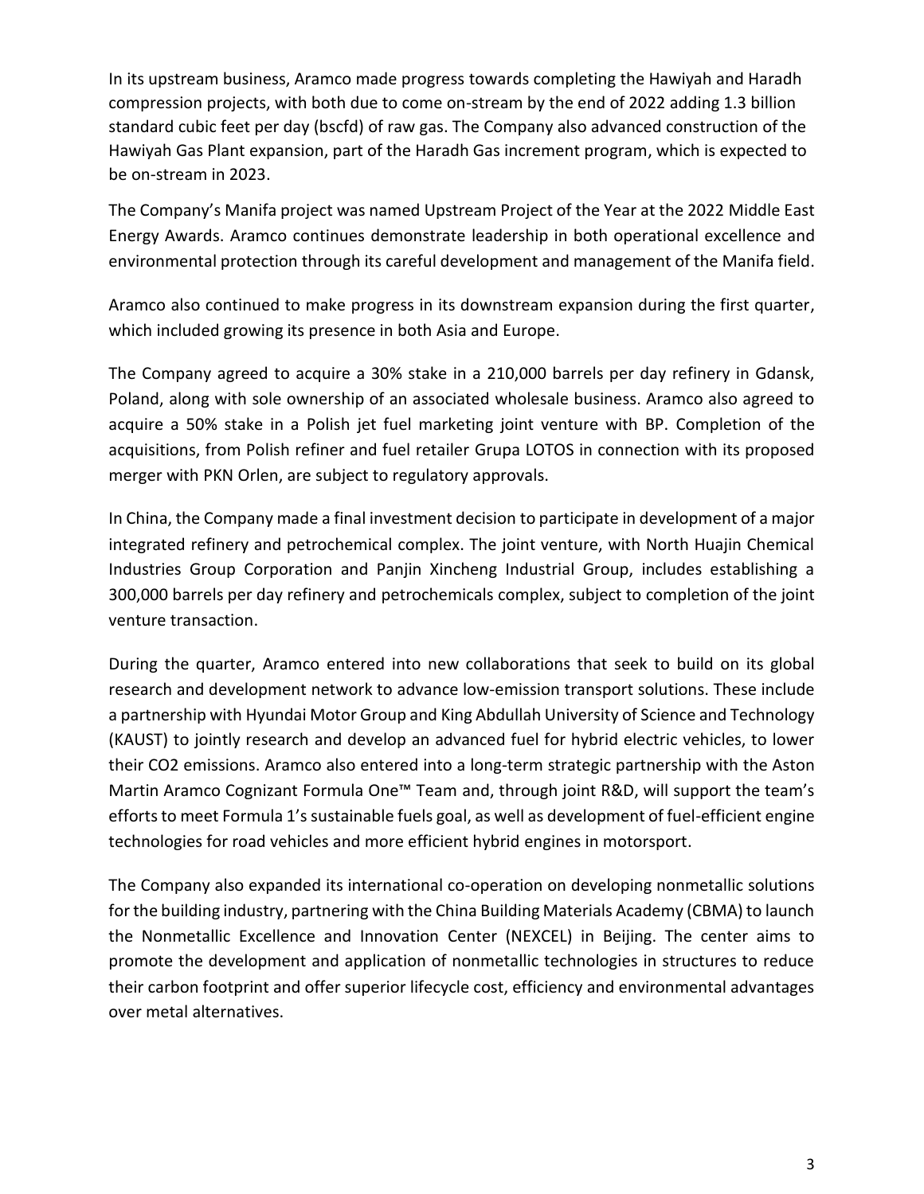In its upstream business, Aramco made progress towards completing the Hawiyah and Haradh compression projects, with both due to come on-stream by the end of 2022 adding 1.3 billion standard cubic feet per day (bscfd) of raw gas. The Company also advanced construction of the Hawiyah Gas Plant expansion, part of the Haradh Gas increment program, which is expected to be on-stream in 2023.

The Company's Manifa project was named Upstream Project of the Year at the 2022 Middle East Energy Awards. Aramco continues demonstrate leadership in both operational excellence and environmental protection through its careful development and management of the Manifa field.

Aramco also continued to make progress in its downstream expansion during the first quarter, which included growing its presence in both Asia and Europe.

The Company agreed to acquire a 30% stake in a 210,000 barrels per day refinery in Gdansk, Poland, along with sole ownership of an associated wholesale business. Aramco also agreed to acquire a 50% stake in a Polish jet fuel marketing joint venture with BP. Completion of the acquisitions, from Polish refiner and fuel retailer Grupa LOTOS in connection with its proposed merger with PKN Orlen, are subject to regulatory approvals.

In China, the Company made a final investment decision to participate in development of a major integrated refinery and petrochemical complex. The joint venture, with North Huajin Chemical Industries Group Corporation and Panjin Xincheng Industrial Group, includes establishing a 300,000 barrels per day refinery and petrochemicals complex, subject to completion of the joint venture transaction.

During the quarter, Aramco entered into new collaborations that seek to build on its global research and development network to advance low-emission transport solutions. These include a partnership with Hyundai Motor Group and King Abdullah University of Science and Technology (KAUST) to jointly research and develop an advanced fuel for hybrid electric vehicles, to lower their $CO_2$ emissions. Aramco also entered into a long-term strategic partnership with the Aston Martin Aramco Cognizant Formula One™ Team and, through joint R&D, will support the team's efforts to meet Formula 1's sustainable fuels goal, as well as development of fuel-efficient engine technologies for road vehicles and more efficient hybrid engines in motorsport.

The Company also expanded its international co-operation on developing nonmetallic solutions for the building industry, partnering with the China Building Materials Academy (CBMA) to launch the Nonmetallic Excellence and Innovation Center (NEXCEL) in Beijing. The center aims to promote the development and application of nonmetallic technologies in structures to reduce their carbon footprint and offer superior lifecycle cost, efficiency and environmental advantages over metal alternatives.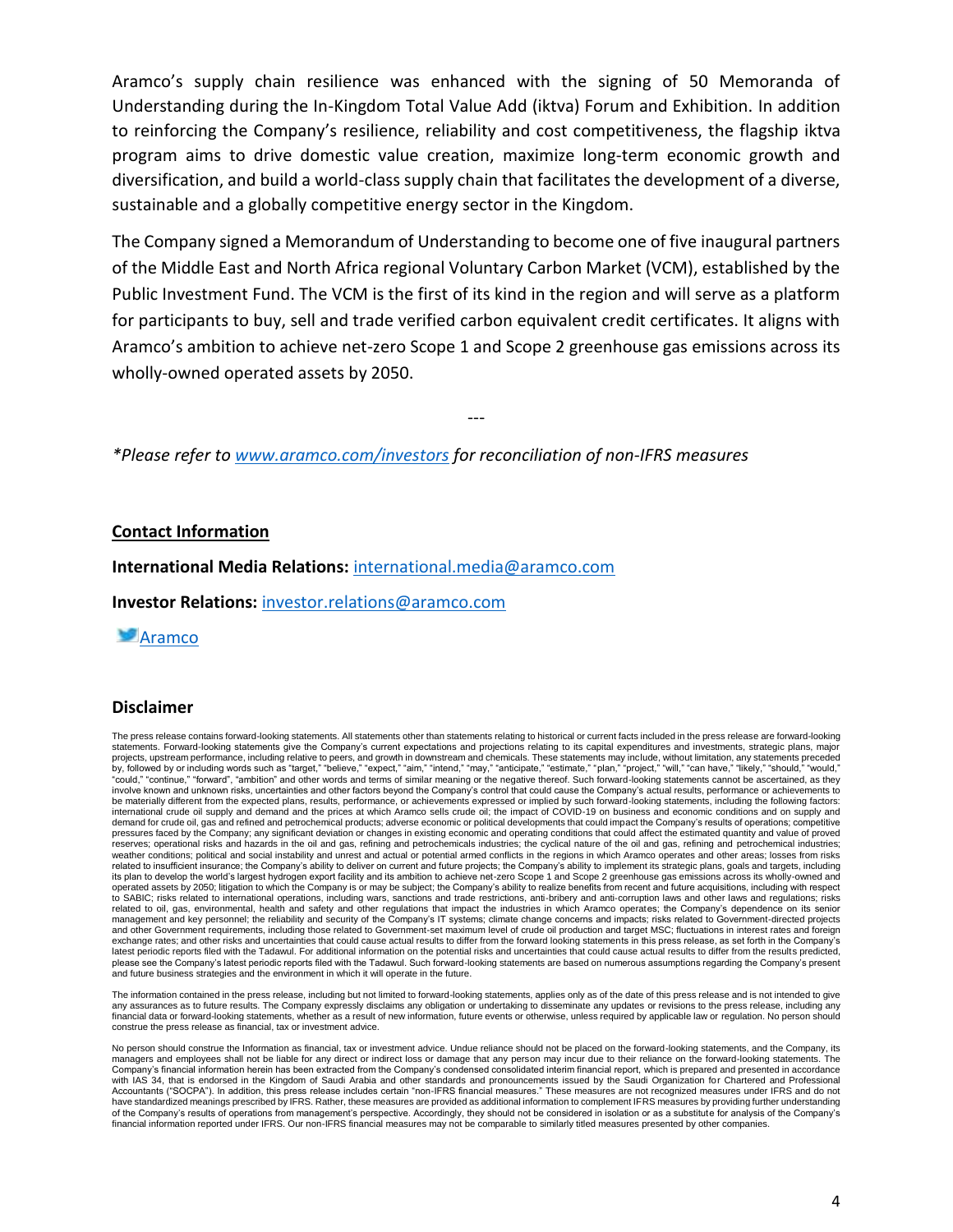Aramco's supply chain resilience was enhanced with the signing of 50 Memoranda of Understanding during the In-Kingdom Total Value Add (iktva) Forum and Exhibition. In addition to reinforcing the Company's resilience, reliability and cost competitiveness, the flagship iktva program aims to drive domestic value creation, maximize long-term economic growth and diversification, and build a world-class supply chain that facilitates the development of a diverse, sustainable and a globally competitive energy sector in the Kingdom.

The Company signed a Memorandum of Understanding to become one of five inaugural partners of the Middle East and North Africa regional Voluntary Carbon Market (VCM), established by the Public Investment Fund. The VCM is the first of its kind in the region and will serve as a platform for participants to buy, sell and trade verified carbon equivalent credit certificates. It aligns with Aramco's ambition to achieve net-zero Scope 1 and Scope 2 greenhouse gas emissions across its wholly-owned operated assets by 2050.

---

*\*Please refer to [www.aramco.com/investors](www.aramco.com/investors) for reconciliation of non-IFRS measures*

**Contact Information**

**International Media Relations:** international.media@aramco.com

**Investor Relations:** investor.relations@aramco.com

Aramco

## Disclaimer

The press release contains forward-looking statements. All statements other than statements relating to historical or current facts included in the press release are forward-looking statements. Forward-looking statements give the Company's current expectations and projections relating to its capital expenditures and investments, strategic plans, major projects, upstream performance, including relative to peers, and growth in downstream and chemicals. These statements may include, without limitation, any statements preceded by, followed by or including words such as "target," "believe," "expect," "aim," "intend," "may," "anticipate," "estimate," "plan," "project," "will," "can have," "likely," "should," "would," "could," "continue," "forward", "ambition" and other words and terms of similar meaning or the negative thereof. Such forward-looking statements cannot be ascertained, as they involve known and unknown risks, uncertainties and other factors beyond the Company's control that could cause the Company's actual results, performance or achievements to be materially different from the expected plans, results, performance, or achievements expressed or implied by such forward-looking statements, including the following factors: international crude oil supply and demand and the prices at which Aramco sells crude oil; the impact of COVID-19 on business and economic conditions and on supply and demand for crude oil, gas and refined and petrochemical products; adverse economic or political developments that could impact the Company's results of operations; competitive pressures faced by the Company; any significant deviation or changes in existing economic and operating conditions that could affect the estimated quantity and value of proved reserves; operational risks and hazards in the oil and gas, refining and petrochemicals industries; the cyclical nature of the oil and gas, refining and petrochemical industries; weather conditions; political and social instability and unrest and actual or potential armed conflicts in the regions in which Aramco operates and other areas; losses from risks related to insufficient insurance; the Company's ability to deliver on current and future projects; the Company's ability to implement its strategic plans, goals and targets, including its plan to develop the world's largest hydrogen export facility and its ambition to achieve net-zero Scope 1 and Scope 2 greenhouse gas emissions across its wholly-owned and operated assets by 2050; litigation to which the Company is or may be subject; the Company's ability to realize benefits from recent and future acquisitions, including with respect to SABIC; risks related to international operations, including wars, sanctions and trade restrictions, anti-bribery and anti-corruption laws and other laws and regulations; risks related to oil, gas, environmental, health and safety and other regulations that impact the industries in which Aramco operates; the Company's dependence on its senior management and key personnel; the reliability and security of the Company's IT systems; climate change concerns and impacts; risks related to Government-directed projects and other Government requirements, including those related to Government-set maximum level of crude oil production and target MSC; fluctuations in interest rates and foreign exchange rates; and other risks and uncertainties that could cause actual results to differ from the forward looking statements in this press release, as set forth in the Company's latest periodic reports filed with the Tadawul. For additional information on the potential risks and uncertainties that could cause actual results to differ from the results predicted, please see the Company's latest periodic reports filed with the Tadawul. Such forward-looking statements are based on numerous assumptions regarding the Company's present and future business strategies and the environment in which it will operate in the future.

The information contained in the press release, including but not limited to forward-looking statements, applies only as of the date of this press release and is not intended to give any assurances as to future results. The Company expressly disclaims any obligation or undertaking to disseminate any updates or revisions to the press release, including any financial data or forward-looking statements, whether as a result of new information, future events or otherwise, unless required by applicable law or regulation. No person should construe the press release as financial, tax or investment advice.

No person should construe the Information as financial, tax or investment advice. Undue reliance should not be placed on the forward-looking statements, and the Company, its managers and employees shall not be liable for any direct or indirect loss or damage that any person may incur due to their reliance on the forward-looking statements. The Company's financial information herein has been extracted from the Company's condensed consolidated interim financial report, which is prepared and presented in accordance with IAS 34, that is endorsed in the Kingdom of Saudi Arabia and other standards and pronouncements issued by the Saudi Organization for Chartered and Professional Accountants ("SOCPA"). In addition, this press release includes certain "non-IFRS financial measures." These measures are not recognized measures under IFRS and do not have standardized meanings prescribed by IFRS. Rather, these measures are provided as additional information to complement IFRS measures by providing further understanding of the Company's results of operations from management's perspective. Accordingly, they should not be considered in isolation or as a substitute for analysis of the Company's financial information reported under IFRS. Our non-IFRS financial measures may not be comparable to similarly titled measures presented by other companies.